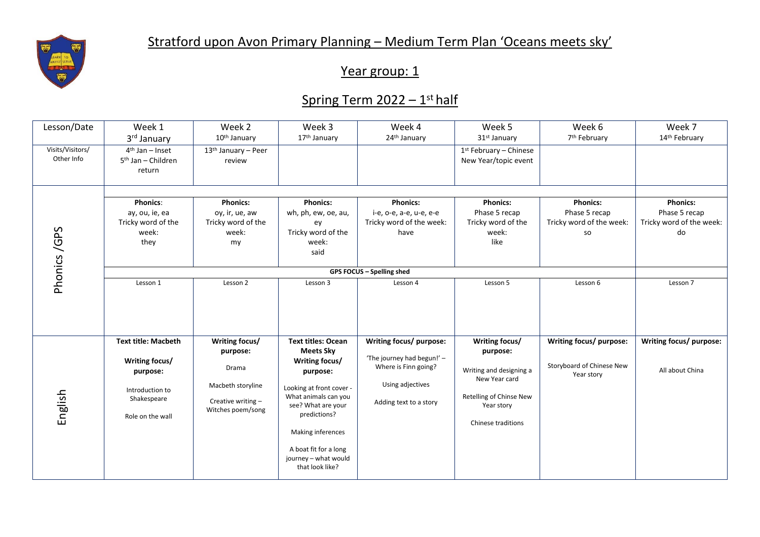# Stratford upon Avon Primary Planning – Medium Term Plan 'Oceans meets sky'

## Year group: 1

## Spring Term 2022 – 1st half

| Lesson/Date | Week 1<br>3rd January | Week 2<br>10th January | Week 3<br>17th January | Week 4<br>24th January | Week 5<br>31st January | Week 6<br>7th February | Week 7<br>14th February |
|---|---|---|---|---|---|---|---|
| Visits/Visitors/ Other Info | 4th Jan – Inset<br>5th Jan – Children return | 13th January – Peer review | | | 1st February – Chinese New Year/topic event | | |
| Phonics /GPS | **Phonics**:<br>ay, ou, ie, ea<br>Tricky word of the week:<br>they | **Phonics:**<br>oy, ir, ue, aw<br>Tricky word of the week:<br>my | **Phonics:**<br>wh, ph, ew, oe, au, ey<br>Tricky word of the week:<br>said | **Phonics:**<br>i-e, o-e, a-e, u-e, e-e<br>Tricky word of the week:<br>have | **Phonics:**<br>Phase 5 recap<br>Tricky word of the week:<br>like | **Phonics:**<br>Phase 5 recap<br>Tricky word of the week:<br>so | **Phonics:**<br>Phase 5 recap<br>Tricky word of the week:<br>do |
| | **GPS FOCUS – Spelling shed** | | | | | | |
| | Lesson 1 | Lesson 2 | Lesson 3 | Lesson 4 | Lesson 5 | Lesson 6 | Lesson 7 |
| English | **Text title: Macbeth**<br><br>**Writing focus/ purpose:**<br><br>Introduction to Shakespeare<br><br>Role on the wall | **Writing focus/ purpose:**<br><br>Drama<br><br>Macbeth storyline<br><br>Creative writing – Witches poem/song | **Text titles: Ocean Meets Sky**<br>**Writing focus/ purpose:**<br><br>Looking at front cover - What animals can you see? What are your predictions?<br><br>Making inferences<br><br>A boat fit for a long journey – what would that look like? | **Writing focus/ purpose:**<br><br>'The journey had begun!' – Where is Finn going?<br><br>Using adjectives<br><br>Adding text to a story | **Writing focus/ purpose:**<br><br>Writing and designing a New Year card<br><br>Retelling of Chinse New Year story<br><br>Chinese traditions | **Writing focus/ purpose:**<br><br>Storyboard of Chinese New Year story | **Writing focus/ purpose:**<br><br>All about China |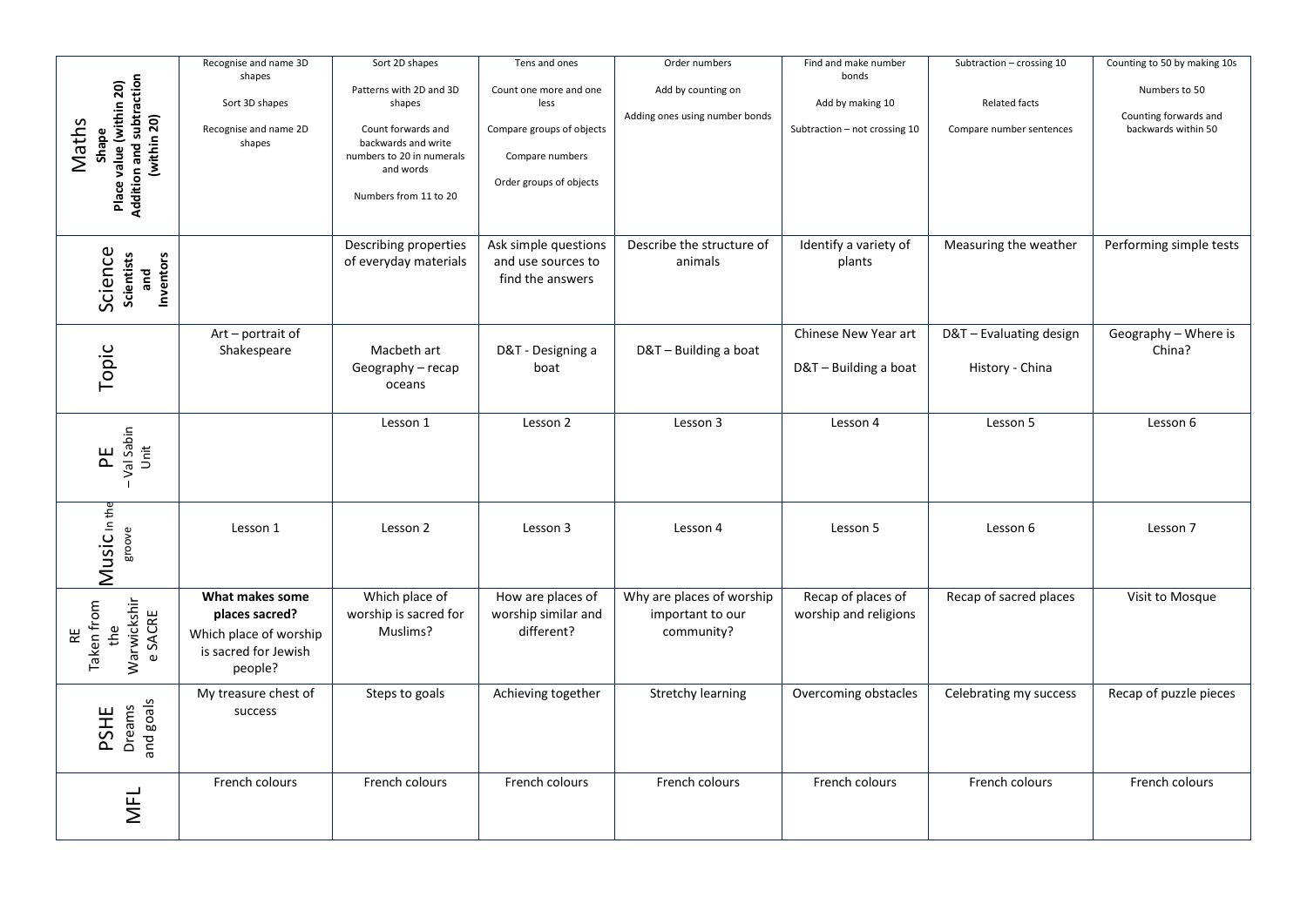| | | | | | | | |
|---|---|---|---|---|---|---|---|
| Maths **Shape** **Place value (within 20)** **Addition and subtraction (within 20)** | Recognise and name 3D shapes<br><br>Sort 3D shapes<br><br>Recognise and name 2D shapes | Sort 2D shapes<br><br>Patterns with 2D and 3D shapes<br><br>Count forwards and backwards and write numbers to 20 in numerals and words<br><br>Numbers from 11 to 20 | Tens and ones<br><br>Count one more and one less<br><br>Compare groups of objects<br><br>Compare numbers<br><br>Order groups of objects | Order numbers<br><br>Add by counting on<br><br>Adding ones using number bonds | Find and make number bonds<br><br>Add by making 10<br><br>Subtraction – not crossing 10 | Subtraction – crossing 10<br><br>Related facts<br><br>Compare number sentences | Counting to 50 by making 10s<br><br>Numbers to 50<br><br>Counting forwards and backwards within 50 |
| Science **Scientists and Inventors** | | Describing properties of everyday materials | Ask simple questions and use sources to find the answers | Describe the structure of animals | Identify a variety of plants | Measuring the weather | Performing simple tests |
| Topic | Art – portrait of Shakespeare | Macbeth art<br>Geography – recap oceans | D&T - Designing a boat | D&T – Building a boat | Chinese New Year art<br><br>D&T – Building a boat | D&T – Evaluating design<br><br>History - China | Geography – Where is China? |
| PE – Val Sabin Unit | | Lesson 1 | Lesson 2 | Lesson 3 | Lesson 4 | Lesson 5 | Lesson 6 |
| Music In the groove | Lesson 1 | Lesson 2 | Lesson 3 | Lesson 4 | Lesson 5 | Lesson 6 | Lesson 7 |
| RE Taken from the Warwickshire SACRE | **What makes some places sacred?**<br>Which place of worship is sacred for Jewish people? | Which place of worship is sacred for Muslims? | How are places of worship similar and different? | Why are places of worship important to our community? | Recap of places of worship and religions | Recap of sacred places | Visit to Mosque |
| PSHE Dreams and goals | My treasure chest of success | Steps to goals | Achieving together | Stretchy learning | Overcoming obstacles | Celebrating my success | Recap of puzzle pieces |
| MFL | French colours | French colours | French colours | French colours | French colours | French colours | French colours |